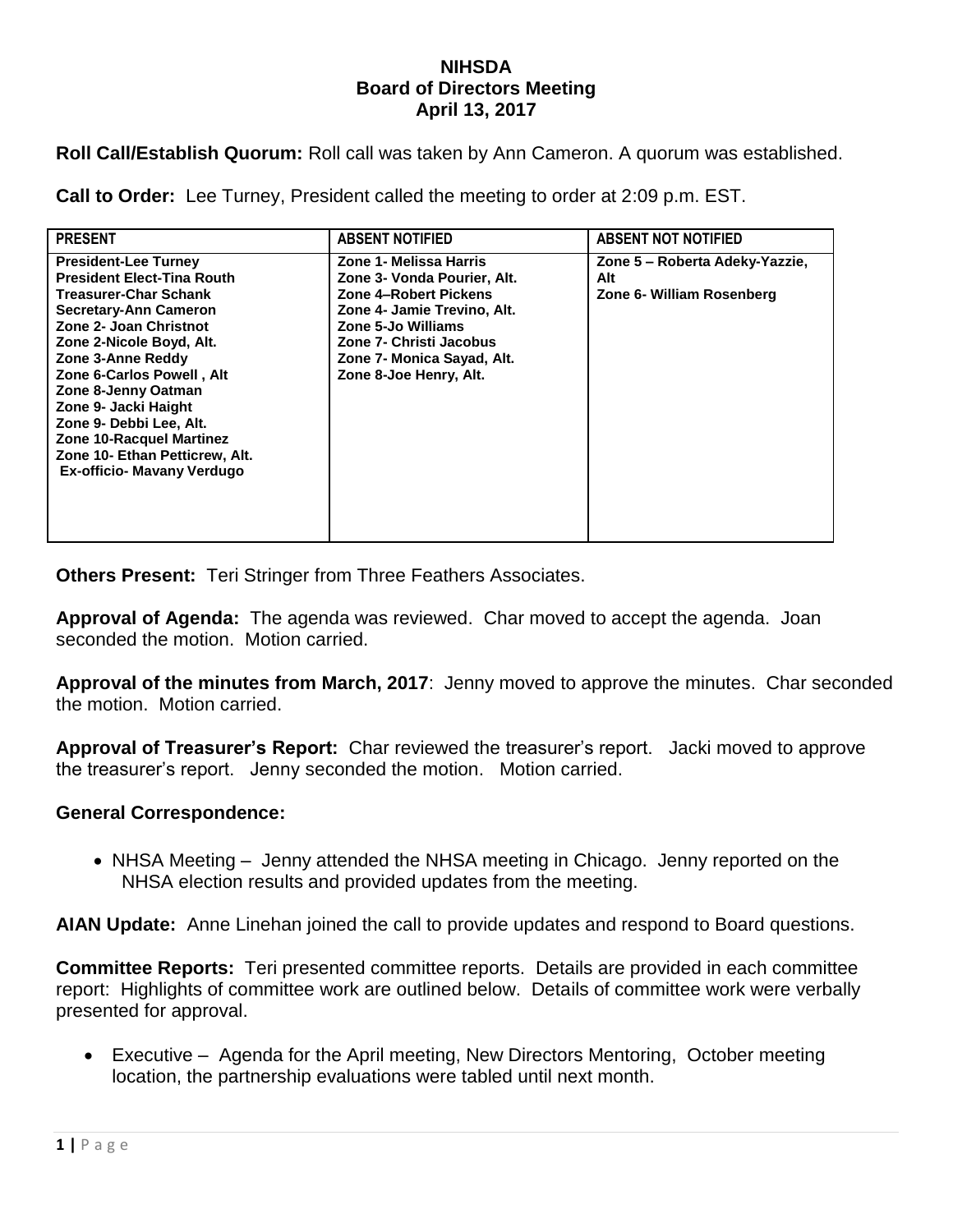# NIHSDA
## Board of Directors Meeting
### April 13, 2017

**Roll Call/Establish Quorum:** Roll call was taken by Ann Cameron. A quorum was established.

**Call to Order:** Lee Turney, President called the meeting to order at 2:09 p.m. EST.

| PRESENT | ABSENT NOTIFIED | ABSENT NOT NOTIFIED |
|---|---|---|
| **President-Lee Turney**<br>**President Elect-Tina Routh**<br>**Treasurer-Char Schank**<br>**Secretary-Ann Cameron**<br>**Zone 2- Joan Christnot**<br>**Zone 2-Nicole Boyd, Alt.**<br>**Zone 3-Anne Reddy**<br>**Zone 6-Carlos Powell , Alt**<br>**Zone 8-Jenny Oatman**<br>**Zone 9- Jacki Haight**<br>**Zone 9- Debbi Lee, Alt.**<br>**Zone 10-Racquel Martinez**<br>**Zone 10- Ethan Petticrew, Alt.**<br>**Ex-officio- Mavany Verdugo** | **Zone 1- Melissa Harris**<br>**Zone 3- Vonda Pourier, Alt.**<br>**Zone 4–Robert Pickens**<br>**Zone 4- Jamie Trevino, Alt.**<br>**Zone 5-Jo Williams**<br>**Zone 7- Christi Jacobus**<br>**Zone 7- Monica Sayad, Alt.**<br>**Zone 8-Joe Henry, Alt.** | **Zone 5 – Roberta Adeky-Yazzie, Alt**<br>**Zone 6- William Rosenberg** |

**Others Present:** Teri Stringer from Three Feathers Associates.

**Approval of Agenda:** The agenda was reviewed. Char moved to accept the agenda. Joan seconded the motion. Motion carried.

**Approval of the minutes from March, 2017**: Jenny moved to approve the minutes. Char seconded the motion. Motion carried.

**Approval of Treasurer's Report:** Char reviewed the treasurer's report. Jacki moved to approve the treasurer's report. Jenny seconded the motion. Motion carried.

**General Correspondence:**

- NHSA Meeting – Jenny attended the NHSA meeting in Chicago. Jenny reported on the NHSA election results and provided updates from the meeting.

**AIAN Update:** Anne Linehan joined the call to provide updates and respond to Board questions.

**Committee Reports:** Teri presented committee reports. Details are provided in each committee report: Highlights of committee work are outlined below. Details of committee work were verbally presented for approval.

- Executive – Agenda for the April meeting, New Directors Mentoring, October meeting location, the partnership evaluations were tabled until next month.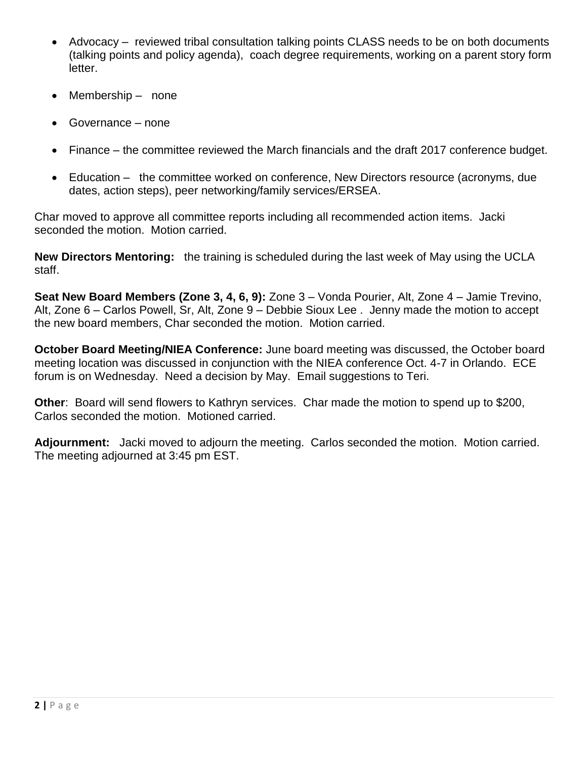- Advocacy – reviewed tribal consultation talking points CLASS needs to be on both documents (talking points and policy agenda), coach degree requirements, working on a parent story form letter.
- Membership – none
- Governance – none
- Finance – the committee reviewed the March financials and the draft 2017 conference budget.
- Education – the committee worked on conference, New Directors resource (acronyms, due dates, action steps), peer networking/family services/ERSEA.

Char moved to approve all committee reports including all recommended action items. Jacki seconded the motion. Motion carried.

**New Directors Mentoring:** the training is scheduled during the last week of May using the UCLA staff.

**Seat New Board Members (Zone 3, 4, 6, 9):** Zone 3 – Vonda Pourier, Alt, Zone 4 – Jamie Trevino, Alt, Zone 6 – Carlos Powell, Sr, Alt, Zone 9 – Debbie Sioux Lee . Jenny made the motion to accept the new board members, Char seconded the motion. Motion carried.

**October Board Meeting/NIEA Conference:** June board meeting was discussed, the October board meeting location was discussed in conjunction with the NIEA conference Oct. 4-7 in Orlando. ECE forum is on Wednesday. Need a decision by May. Email suggestions to Teri.

**Other**: Board will send flowers to Kathryn services. Char made the motion to spend up to $200, Carlos seconded the motion. Motioned carried.

**Adjournment:** Jacki moved to adjourn the meeting. Carlos seconded the motion. Motion carried. The meeting adjourned at 3:45 pm EST.